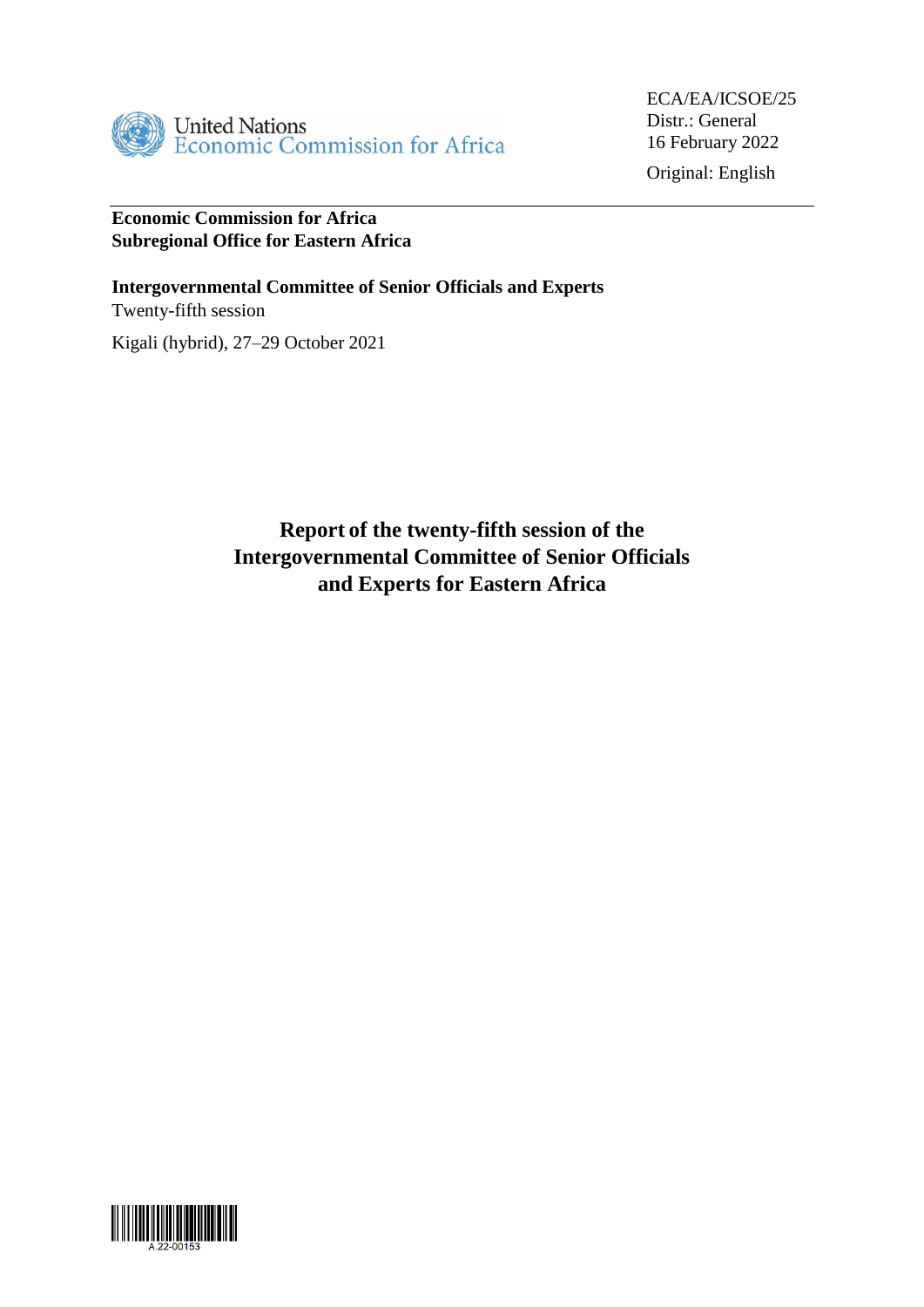United Nations
Economic Commission for Africa

ECA/EA/ICSOE/25
Distr.: General
16 February 2022

Original: English

**Economic Commission for Africa**
**Subregional Office for Eastern Africa**

**Intergovernmental Committee of Senior Officials and Experts**
Twenty-fifth session

Kigali (hybrid), 27–29 October 2021

# Report of the twenty-fifth session of the Intergovernmental Committee of Senior Officials and Experts for Eastern Africa

A.22-00153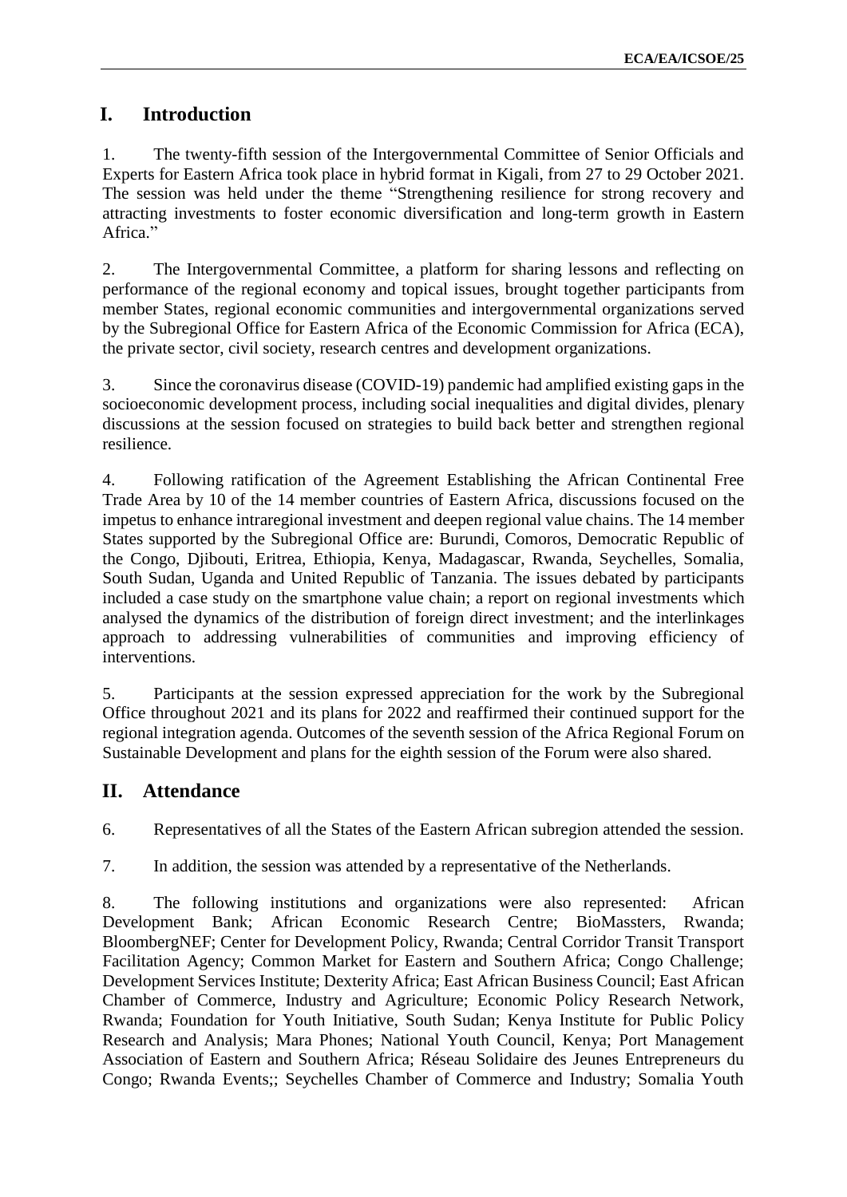# I. Introduction

1. The twenty-fifth session of the Intergovernmental Committee of Senior Officials and Experts for Eastern Africa took place in hybrid format in Kigali, from 27 to 29 October 2021. The session was held under the theme "Strengthening resilience for strong recovery and attracting investments to foster economic diversification and long-term growth in Eastern Africa."

2. The Intergovernmental Committee, a platform for sharing lessons and reflecting on performance of the regional economy and topical issues, brought together participants from member States, regional economic communities and intergovernmental organizations served by the Subregional Office for Eastern Africa of the Economic Commission for Africa (ECA), the private sector, civil society, research centres and development organizations.

3. Since the coronavirus disease (COVID-19) pandemic had amplified existing gaps in the socioeconomic development process, including social inequalities and digital divides, plenary discussions at the session focused on strategies to build back better and strengthen regional resilience.

4. Following ratification of the Agreement Establishing the African Continental Free Trade Area by 10 of the 14 member countries of Eastern Africa, discussions focused on the impetus to enhance intraregional investment and deepen regional value chains. The 14 member States supported by the Subregional Office are: Burundi, Comoros, Democratic Republic of the Congo, Djibouti, Eritrea, Ethiopia, Kenya, Madagascar, Rwanda, Seychelles, Somalia, South Sudan, Uganda and United Republic of Tanzania. The issues debated by participants included a case study on the smartphone value chain; a report on regional investments which analysed the dynamics of the distribution of foreign direct investment; and the interlinkages approach to addressing vulnerabilities of communities and improving efficiency of interventions.

5. Participants at the session expressed appreciation for the work by the Subregional Office throughout 2021 and its plans for 2022 and reaffirmed their continued support for the regional integration agenda. Outcomes of the seventh session of the Africa Regional Forum on Sustainable Development and plans for the eighth session of the Forum were also shared.

# II. Attendance

6. Representatives of all the States of the Eastern African subregion attended the session.

7. In addition, the session was attended by a representative of the Netherlands.

8. The following institutions and organizations were also represented: African Development Bank; African Economic Research Centre; BioMassters, Rwanda; BloombergNEF; Center for Development Policy, Rwanda; Central Corridor Transit Transport Facilitation Agency; Common Market for Eastern and Southern Africa; Congo Challenge; Development Services Institute; Dexterity Africa; East African Business Council; East African Chamber of Commerce, Industry and Agriculture; Economic Policy Research Network, Rwanda; Foundation for Youth Initiative, South Sudan; Kenya Institute for Public Policy Research and Analysis; Mara Phones; National Youth Council, Kenya; Port Management Association of Eastern and Southern Africa; Réseau Solidaire des Jeunes Entrepreneurs du Congo; Rwanda Events;; Seychelles Chamber of Commerce and Industry; Somalia Youth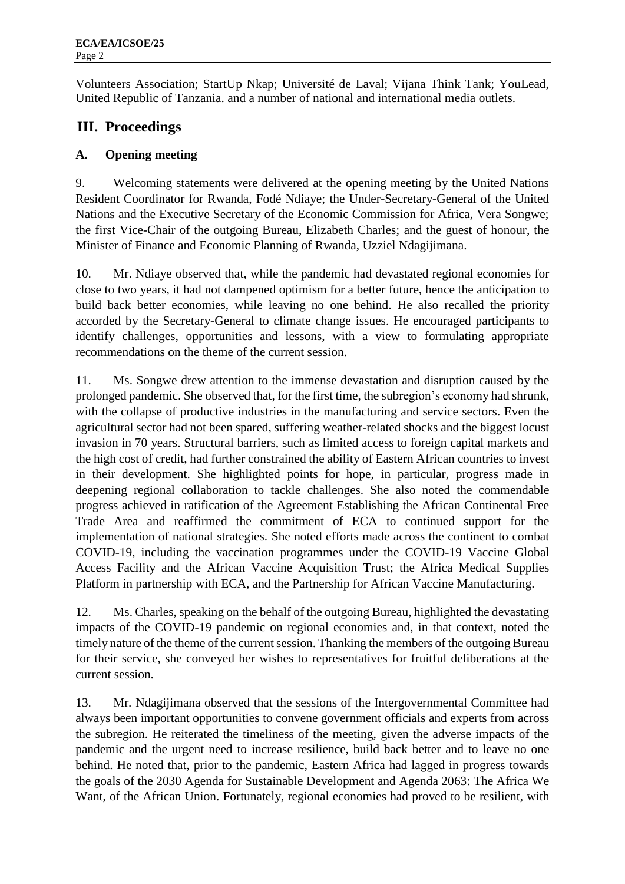Volunteers Association; StartUp Nkap; Université de Laval; Vijana Think Tank; YouLead, United Republic of Tanzania. and a number of national and international media outlets.

## III. Proceedings

### A. Opening meeting

9. Welcoming statements were delivered at the opening meeting by the United Nations Resident Coordinator for Rwanda, Fodé Ndiaye; the Under-Secretary-General of the United Nations and the Executive Secretary of the Economic Commission for Africa, Vera Songwe; the first Vice-Chair of the outgoing Bureau, Elizabeth Charles; and the guest of honour, the Minister of Finance and Economic Planning of Rwanda, Uzziel Ndagijimana.

10. Mr. Ndiaye observed that, while the pandemic had devastated regional economies for close to two years, it had not dampened optimism for a better future, hence the anticipation to build back better economies, while leaving no one behind. He also recalled the priority accorded by the Secretary-General to climate change issues. He encouraged participants to identify challenges, opportunities and lessons, with a view to formulating appropriate recommendations on the theme of the current session.

11. Ms. Songwe drew attention to the immense devastation and disruption caused by the prolonged pandemic. She observed that, for the first time, the subregion's economy had shrunk, with the collapse of productive industries in the manufacturing and service sectors. Even the agricultural sector had not been spared, suffering weather-related shocks and the biggest locust invasion in 70 years. Structural barriers, such as limited access to foreign capital markets and the high cost of credit, had further constrained the ability of Eastern African countries to invest in their development. She highlighted points for hope, in particular, progress made in deepening regional collaboration to tackle challenges. She also noted the commendable progress achieved in ratification of the Agreement Establishing the African Continental Free Trade Area and reaffirmed the commitment of ECA to continued support for the implementation of national strategies. She noted efforts made across the continent to combat COVID-19, including the vaccination programmes under the COVID-19 Vaccine Global Access Facility and the African Vaccine Acquisition Trust; the Africa Medical Supplies Platform in partnership with ECA, and the Partnership for African Vaccine Manufacturing.

12. Ms. Charles, speaking on the behalf of the outgoing Bureau, highlighted the devastating impacts of the COVID-19 pandemic on regional economies and, in that context, noted the timely nature of the theme of the current session. Thanking the members of the outgoing Bureau for their service, she conveyed her wishes to representatives for fruitful deliberations at the current session.

13. Mr. Ndagijimana observed that the sessions of the Intergovernmental Committee had always been important opportunities to convene government officials and experts from across the subregion. He reiterated the timeliness of the meeting, given the adverse impacts of the pandemic and the urgent need to increase resilience, build back better and to leave no one behind. He noted that, prior to the pandemic, Eastern Africa had lagged in progress towards the goals of the 2030 Agenda for Sustainable Development and Agenda 2063: The Africa We Want, of the African Union. Fortunately, regional economies had proved to be resilient, with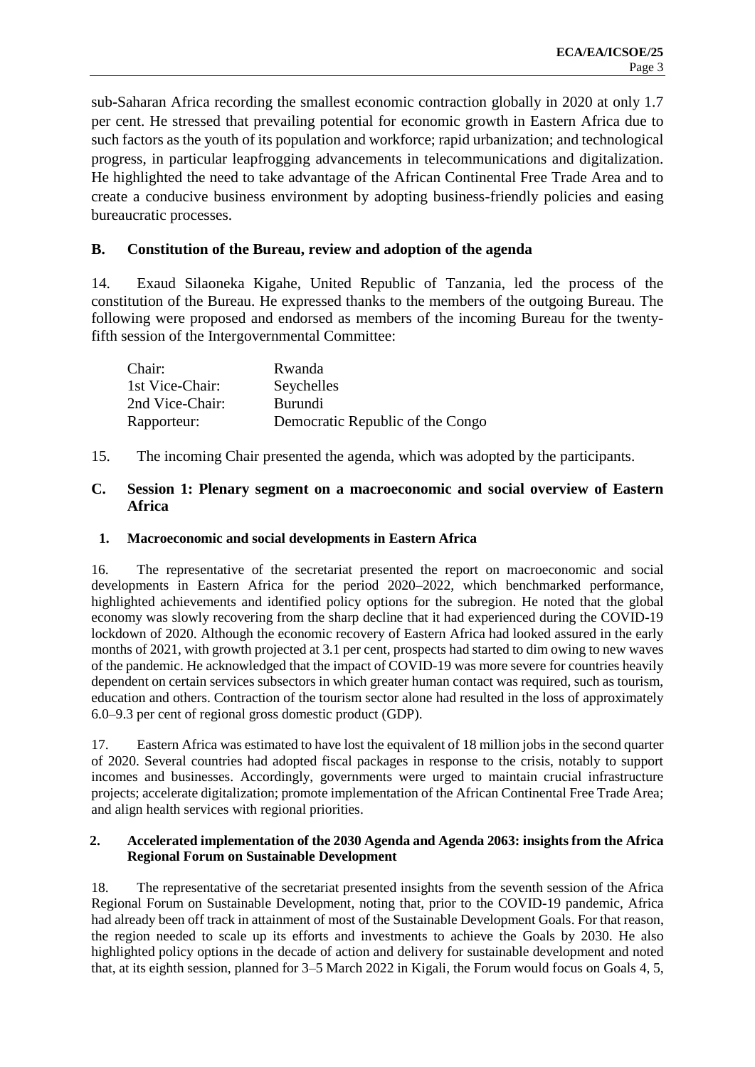sub-Saharan Africa recording the smallest economic contraction globally in 2020 at only 1.7 per cent. He stressed that prevailing potential for economic growth in Eastern Africa due to such factors as the youth of its population and workforce; rapid urbanization; and technological progress, in particular leapfrogging advancements in telecommunications and digitalization. He highlighted the need to take advantage of the African Continental Free Trade Area and to create a conducive business environment by adopting business-friendly policies and easing bureaucratic processes.

## B. Constitution of the Bureau, review and adoption of the agenda

14. Exaud Silaoneka Kigahe, United Republic of Tanzania, led the process of the constitution of the Bureau. He expressed thanks to the members of the outgoing Bureau. The following were proposed and endorsed as members of the incoming Bureau for the twenty-fifth session of the Intergovernmental Committee:

| | |
|---|---|
| Chair: | Rwanda |
| 1st Vice-Chair: | Seychelles |
| 2nd Vice-Chair: | Burundi |
| Rapporteur: | Democratic Republic of the Congo |

15. The incoming Chair presented the agenda, which was adopted by the participants.

## C. Session 1: Plenary segment on a macroeconomic and social overview of Eastern Africa

### 1. Macroeconomic and social developments in Eastern Africa

16. The representative of the secretariat presented the report on macroeconomic and social developments in Eastern Africa for the period 2020–2022, which benchmarked performance, highlighted achievements and identified policy options for the subregion. He noted that the global economy was slowly recovering from the sharp decline that it had experienced during the COVID-19 lockdown of 2020. Although the economic recovery of Eastern Africa had looked assured in the early months of 2021, with growth projected at 3.1 per cent, prospects had started to dim owing to new waves of the pandemic. He acknowledged that the impact of COVID-19 was more severe for countries heavily dependent on certain services subsectors in which greater human contact was required, such as tourism, education and others. Contraction of the tourism sector alone had resulted in the loss of approximately 6.0–9.3 per cent of regional gross domestic product (GDP).

17. Eastern Africa was estimated to have lost the equivalent of 18 million jobs in the second quarter of 2020. Several countries had adopted fiscal packages in response to the crisis, notably to support incomes and businesses. Accordingly, governments were urged to maintain crucial infrastructure projects; accelerate digitalization; promote implementation of the African Continental Free Trade Area; and align health services with regional priorities.

### 2. Accelerated implementation of the 2030 Agenda and Agenda 2063: insights from the Africa Regional Forum on Sustainable Development

18. The representative of the secretariat presented insights from the seventh session of the Africa Regional Forum on Sustainable Development, noting that, prior to the COVID-19 pandemic, Africa had already been off track in attainment of most of the Sustainable Development Goals. For that reason, the region needed to scale up its efforts and investments to achieve the Goals by 2030. He also highlighted policy options in the decade of action and delivery for sustainable development and noted that, at its eighth session, planned for 3–5 March 2022 in Kigali, the Forum would focus on Goals 4, 5,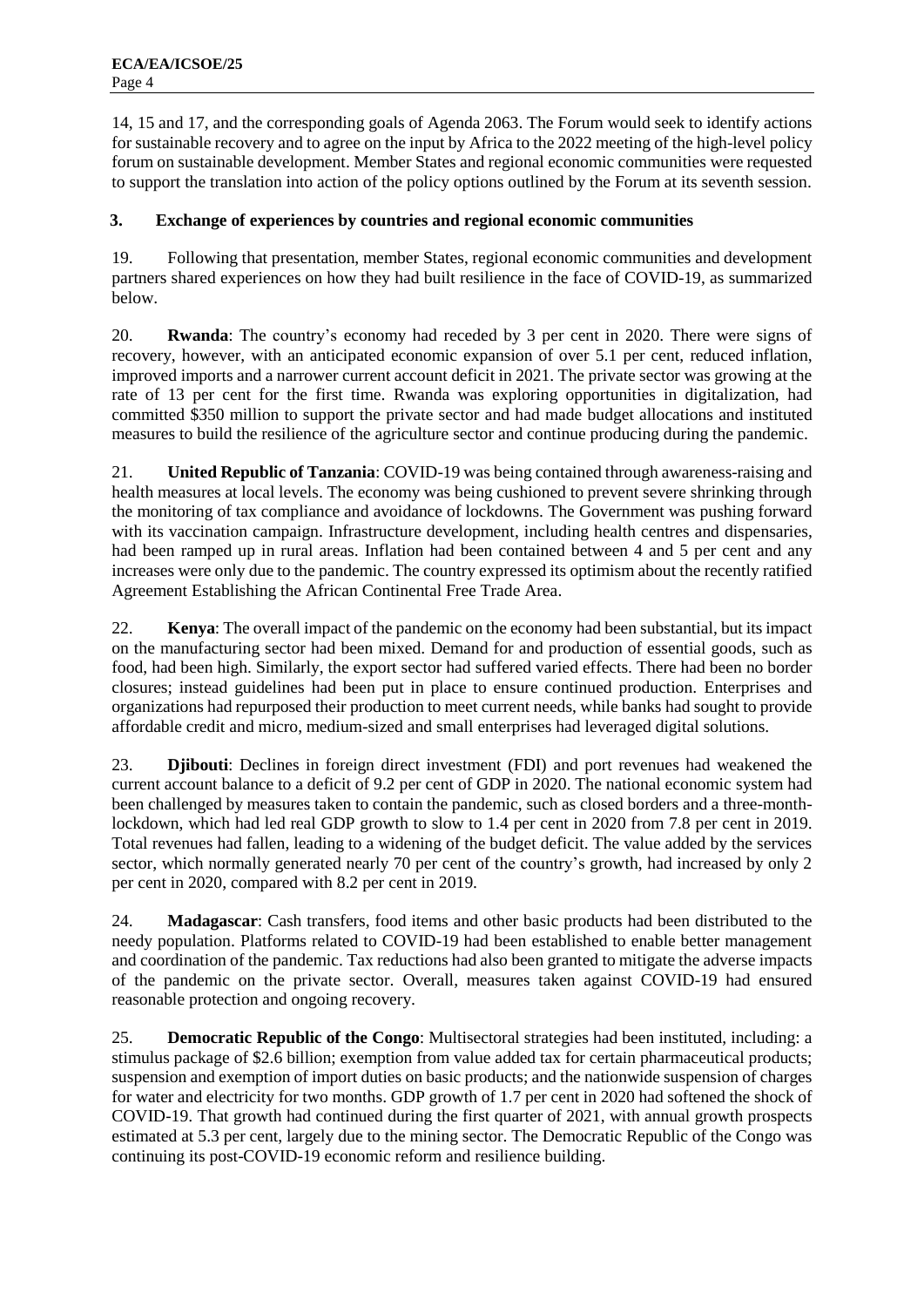14, 15 and 17, and the corresponding goals of Agenda 2063. The Forum would seek to identify actions for sustainable recovery and to agree on the input by Africa to the 2022 meeting of the high-level policy forum on sustainable development. Member States and regional economic communities were requested to support the translation into action of the policy options outlined by the Forum at its seventh session.

### 3. Exchange of experiences by countries and regional economic communities

19. Following that presentation, member States, regional economic communities and development partners shared experiences on how they had built resilience in the face of COVID-19, as summarized below.

20. **Rwanda**: The country's economy had receded by 3 per cent in 2020. There were signs of recovery, however, with an anticipated economic expansion of over 5.1 per cent, reduced inflation, improved imports and a narrower current account deficit in 2021. The private sector was growing at the rate of 13 per cent for the first time. Rwanda was exploring opportunities in digitalization, had committed $350 million to support the private sector and had made budget allocations and instituted measures to build the resilience of the agriculture sector and continue producing during the pandemic.

21. **United Republic of Tanzania**: COVID-19 was being contained through awareness-raising and health measures at local levels. The economy was being cushioned to prevent severe shrinking through the monitoring of tax compliance and avoidance of lockdowns. The Government was pushing forward with its vaccination campaign. Infrastructure development, including health centres and dispensaries, had been ramped up in rural areas. Inflation had been contained between 4 and 5 per cent and any increases were only due to the pandemic. The country expressed its optimism about the recently ratified Agreement Establishing the African Continental Free Trade Area.

22. **Kenya**: The overall impact of the pandemic on the economy had been substantial, but its impact on the manufacturing sector had been mixed. Demand for and production of essential goods, such as food, had been high. Similarly, the export sector had suffered varied effects. There had been no border closures; instead guidelines had been put in place to ensure continued production. Enterprises and organizations had repurposed their production to meet current needs, while banks had sought to provide affordable credit and micro, medium-sized and small enterprises had leveraged digital solutions.

23. **Djibouti**: Declines in foreign direct investment (FDI) and port revenues had weakened the current account balance to a deficit of 9.2 per cent of GDP in 2020. The national economic system had been challenged by measures taken to contain the pandemic, such as closed borders and a three-month-lockdown, which had led real GDP growth to slow to 1.4 per cent in 2020 from 7.8 per cent in 2019. Total revenues had fallen, leading to a widening of the budget deficit. The value added by the services sector, which normally generated nearly 70 per cent of the country's growth, had increased by only 2 per cent in 2020, compared with 8.2 per cent in 2019.

24. **Madagascar**: Cash transfers, food items and other basic products had been distributed to the needy population. Platforms related to COVID-19 had been established to enable better management and coordination of the pandemic. Tax reductions had also been granted to mitigate the adverse impacts of the pandemic on the private sector. Overall, measures taken against COVID-19 had ensured reasonable protection and ongoing recovery.

25. **Democratic Republic of the Congo**: Multisectoral strategies had been instituted, including: a stimulus package of $2.6 billion; exemption from value added tax for certain pharmaceutical products; suspension and exemption of import duties on basic products; and the nationwide suspension of charges for water and electricity for two months. GDP growth of 1.7 per cent in 2020 had softened the shock of COVID-19. That growth had continued during the first quarter of 2021, with annual growth prospects estimated at 5.3 per cent, largely due to the mining sector. The Democratic Republic of the Congo was continuing its post-COVID-19 economic reform and resilience building.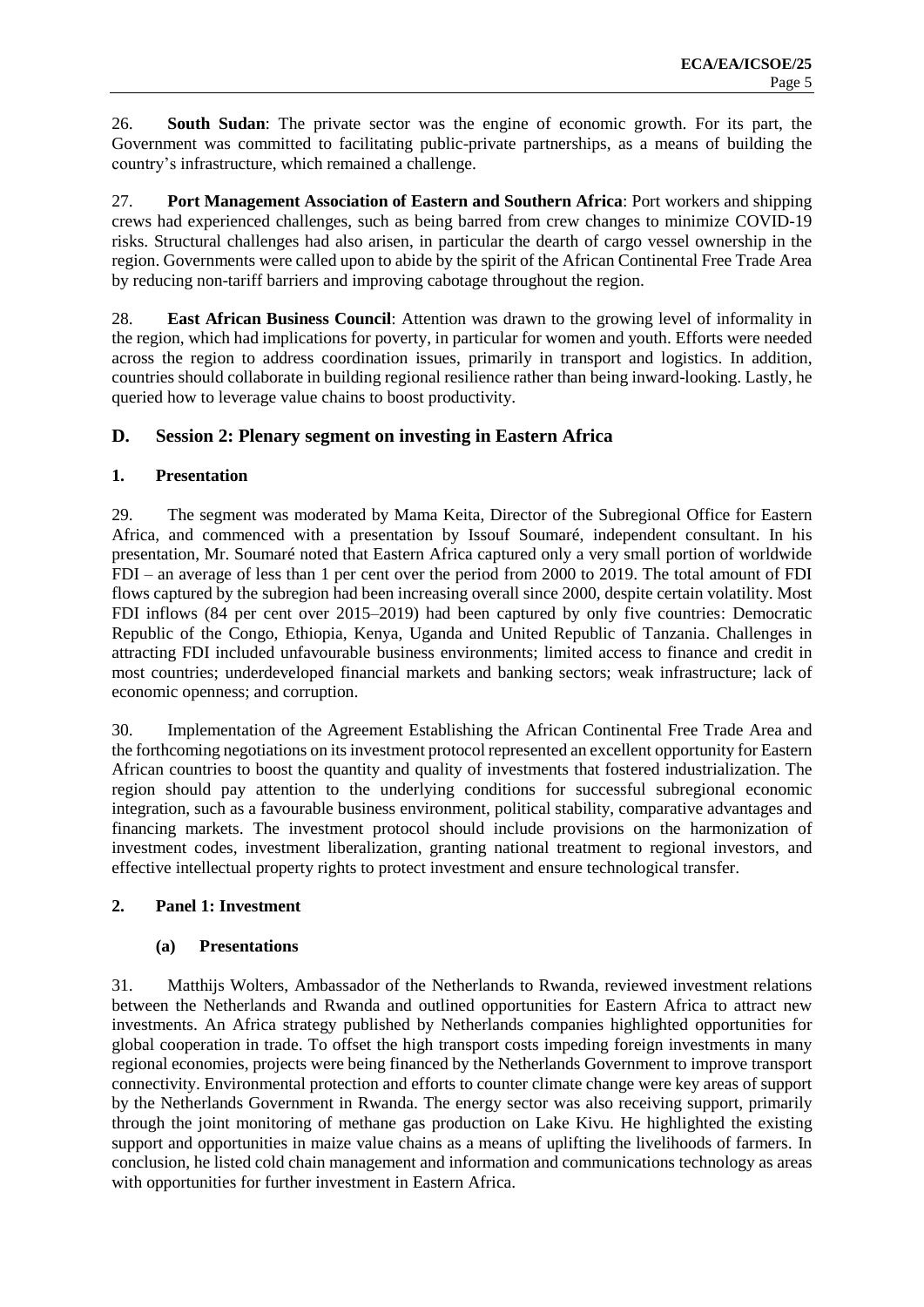26. **South Sudan**: The private sector was the engine of economic growth. For its part, the Government was committed to facilitating public-private partnerships, as a means of building the country's infrastructure, which remained a challenge.

27. **Port Management Association of Eastern and Southern Africa**: Port workers and shipping crews had experienced challenges, such as being barred from crew changes to minimize COVID-19 risks. Structural challenges had also arisen, in particular the dearth of cargo vessel ownership in the region. Governments were called upon to abide by the spirit of the African Continental Free Trade Area by reducing non-tariff barriers and improving cabotage throughout the region.

28. **East African Business Council**: Attention was drawn to the growing level of informality in the region, which had implications for poverty, in particular for women and youth. Efforts were needed across the region to address coordination issues, primarily in transport and logistics. In addition, countries should collaborate in building regional resilience rather than being inward-looking. Lastly, he queried how to leverage value chains to boost productivity.

## D. Session 2: Plenary segment on investing in Eastern Africa

### 1. Presentation

29. The segment was moderated by Mama Keita, Director of the Subregional Office for Eastern Africa, and commenced with a presentation by Issouf Soumaré, independent consultant. In his presentation, Mr. Soumaré noted that Eastern Africa captured only a very small portion of worldwide FDI – an average of less than 1 per cent over the period from 2000 to 2019. The total amount of FDI flows captured by the subregion had been increasing overall since 2000, despite certain volatility. Most FDI inflows (84 per cent over 2015–2019) had been captured by only five countries: Democratic Republic of the Congo, Ethiopia, Kenya, Uganda and United Republic of Tanzania. Challenges in attracting FDI included unfavourable business environments; limited access to finance and credit in most countries; underdeveloped financial markets and banking sectors; weak infrastructure; lack of economic openness; and corruption.

30. Implementation of the Agreement Establishing the African Continental Free Trade Area and the forthcoming negotiations on its investment protocol represented an excellent opportunity for Eastern African countries to boost the quantity and quality of investments that fostered industrialization. The region should pay attention to the underlying conditions for successful subregional economic integration, such as a favourable business environment, political stability, comparative advantages and financing markets. The investment protocol should include provisions on the harmonization of investment codes, investment liberalization, granting national treatment to regional investors, and effective intellectual property rights to protect investment and ensure technological transfer.

### 2. Panel 1: Investment

#### (a) Presentations

31. Matthijs Wolters, Ambassador of the Netherlands to Rwanda, reviewed investment relations between the Netherlands and Rwanda and outlined opportunities for Eastern Africa to attract new investments. An Africa strategy published by Netherlands companies highlighted opportunities for global cooperation in trade. To offset the high transport costs impeding foreign investments in many regional economies, projects were being financed by the Netherlands Government to improve transport connectivity. Environmental protection and efforts to counter climate change were key areas of support by the Netherlands Government in Rwanda. The energy sector was also receiving support, primarily through the joint monitoring of methane gas production on Lake Kivu. He highlighted the existing support and opportunities in maize value chains as a means of uplifting the livelihoods of farmers. In conclusion, he listed cold chain management and information and communications technology as areas with opportunities for further investment in Eastern Africa.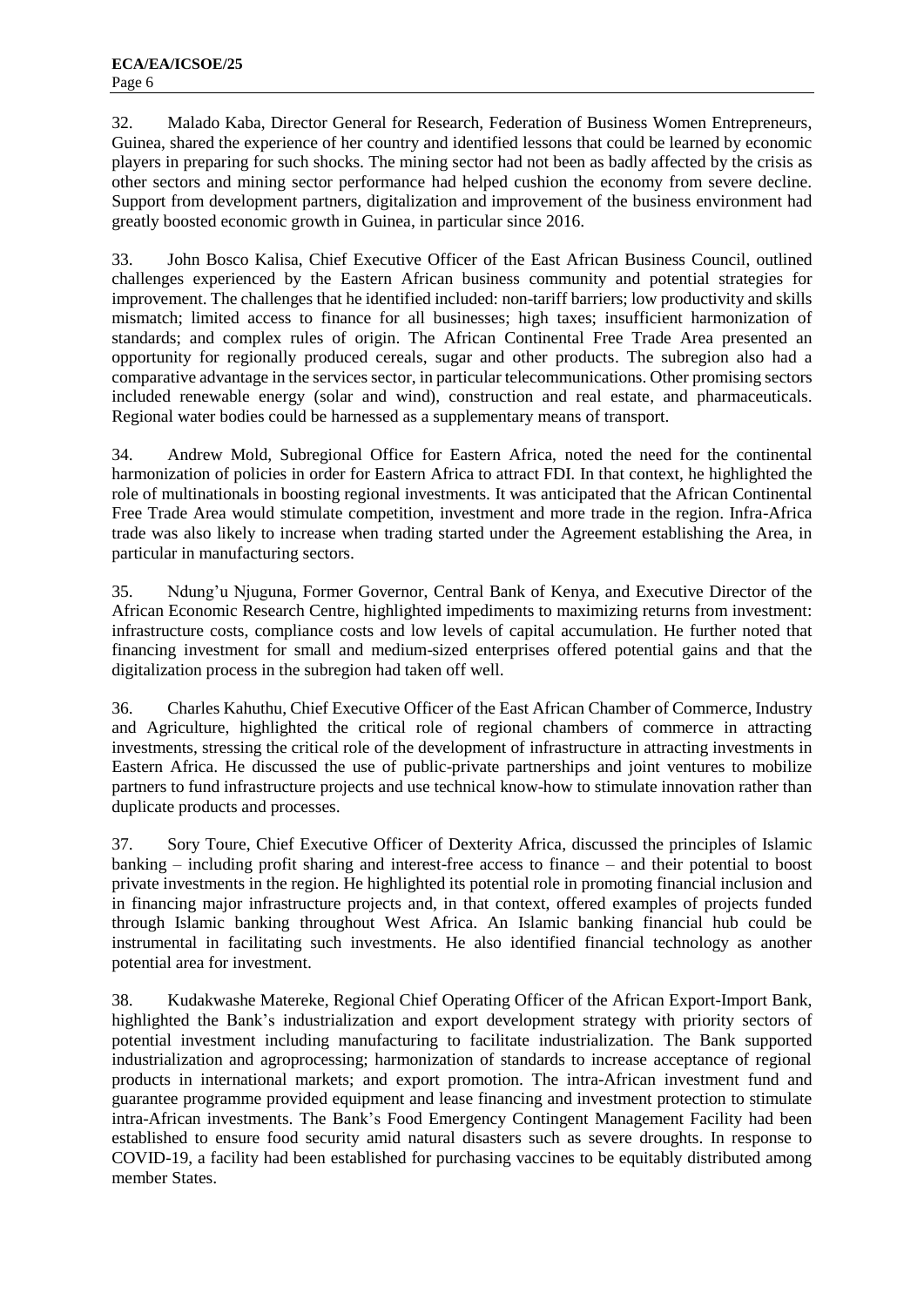32. Malado Kaba, Director General for Research, Federation of Business Women Entrepreneurs, Guinea, shared the experience of her country and identified lessons that could be learned by economic players in preparing for such shocks. The mining sector had not been as badly affected by the crisis as other sectors and mining sector performance had helped cushion the economy from severe decline. Support from development partners, digitalization and improvement of the business environment had greatly boosted economic growth in Guinea, in particular since 2016.

33. John Bosco Kalisa, Chief Executive Officer of the East African Business Council, outlined challenges experienced by the Eastern African business community and potential strategies for improvement. The challenges that he identified included: non-tariff barriers; low productivity and skills mismatch; limited access to finance for all businesses; high taxes; insufficient harmonization of standards; and complex rules of origin. The African Continental Free Trade Area presented an opportunity for regionally produced cereals, sugar and other products. The subregion also had a comparative advantage in the services sector, in particular telecommunications. Other promising sectors included renewable energy (solar and wind), construction and real estate, and pharmaceuticals. Regional water bodies could be harnessed as a supplementary means of transport.

34. Andrew Mold, Subregional Office for Eastern Africa, noted the need for the continental harmonization of policies in order for Eastern Africa to attract FDI. In that context, he highlighted the role of multinationals in boosting regional investments. It was anticipated that the African Continental Free Trade Area would stimulate competition, investment and more trade in the region. Infra-Africa trade was also likely to increase when trading started under the Agreement establishing the Area, in particular in manufacturing sectors.

35. Ndung'u Njuguna, Former Governor, Central Bank of Kenya, and Executive Director of the African Economic Research Centre, highlighted impediments to maximizing returns from investment: infrastructure costs, compliance costs and low levels of capital accumulation. He further noted that financing investment for small and medium-sized enterprises offered potential gains and that the digitalization process in the subregion had taken off well.

36. Charles Kahuthu, Chief Executive Officer of the East African Chamber of Commerce, Industry and Agriculture, highlighted the critical role of regional chambers of commerce in attracting investments, stressing the critical role of the development of infrastructure in attracting investments in Eastern Africa. He discussed the use of public-private partnerships and joint ventures to mobilize partners to fund infrastructure projects and use technical know-how to stimulate innovation rather than duplicate products and processes.

37. Sory Toure, Chief Executive Officer of Dexterity Africa, discussed the principles of Islamic banking – including profit sharing and interest-free access to finance – and their potential to boost private investments in the region. He highlighted its potential role in promoting financial inclusion and in financing major infrastructure projects and, in that context, offered examples of projects funded through Islamic banking throughout West Africa. An Islamic banking financial hub could be instrumental in facilitating such investments. He also identified financial technology as another potential area for investment.

38. Kudakwashe Matereke, Regional Chief Operating Officer of the African Export-Import Bank, highlighted the Bank's industrialization and export development strategy with priority sectors of potential investment including manufacturing to facilitate industrialization. The Bank supported industrialization and agroprocessing; harmonization of standards to increase acceptance of regional products in international markets; and export promotion. The intra-African investment fund and guarantee programme provided equipment and lease financing and investment protection to stimulate intra-African investments. The Bank's Food Emergency Contingent Management Facility had been established to ensure food security amid natural disasters such as severe droughts. In response to COVID-19, a facility had been established for purchasing vaccines to be equitably distributed among member States.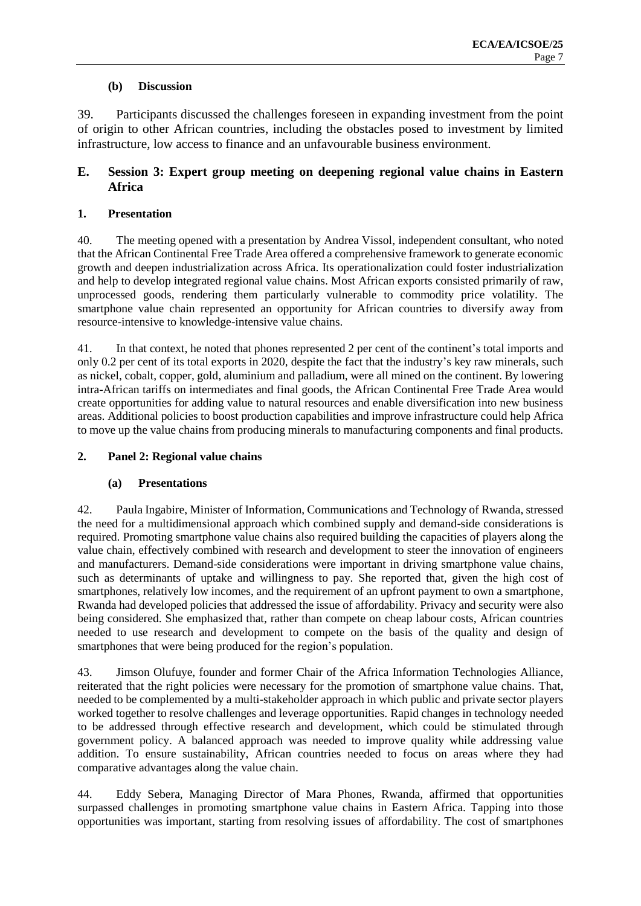#### (b) Discussion

39. Participants discussed the challenges foreseen in expanding investment from the point of origin to other African countries, including the obstacles posed to investment by limited infrastructure, low access to finance and an unfavourable business environment.

## E. Session 3: Expert group meeting on deepening regional value chains in Eastern Africa

### 1. Presentation

40. The meeting opened with a presentation by Andrea Vissol, independent consultant, who noted that the African Continental Free Trade Area offered a comprehensive framework to generate economic growth and deepen industrialization across Africa. Its operationalization could foster industrialization and help to develop integrated regional value chains. Most African exports consisted primarily of raw, unprocessed goods, rendering them particularly vulnerable to commodity price volatility. The smartphone value chain represented an opportunity for African countries to diversify away from resource-intensive to knowledge-intensive value chains.

41. In that context, he noted that phones represented 2 per cent of the continent's total imports and only 0.2 per cent of its total exports in 2020, despite the fact that the industry's key raw minerals, such as nickel, cobalt, copper, gold, aluminium and palladium, were all mined on the continent. By lowering intra-African tariffs on intermediates and final goods, the African Continental Free Trade Area would create opportunities for adding value to natural resources and enable diversification into new business areas. Additional policies to boost production capabilities and improve infrastructure could help Africa to move up the value chains from producing minerals to manufacturing components and final products.

### 2. Panel 2: Regional value chains

#### (a) Presentations

42. Paula Ingabire, Minister of Information, Communications and Technology of Rwanda, stressed the need for a multidimensional approach which combined supply and demand-side considerations is required. Promoting smartphone value chains also required building the capacities of players along the value chain, effectively combined with research and development to steer the innovation of engineers and manufacturers. Demand-side considerations were important in driving smartphone value chains, such as determinants of uptake and willingness to pay. She reported that, given the high cost of smartphones, relatively low incomes, and the requirement of an upfront payment to own a smartphone, Rwanda had developed policies that addressed the issue of affordability. Privacy and security were also being considered. She emphasized that, rather than compete on cheap labour costs, African countries needed to use research and development to compete on the basis of the quality and design of smartphones that were being produced for the region's population.

43. Jimson Olufuye, founder and former Chair of the Africa Information Technologies Alliance, reiterated that the right policies were necessary for the promotion of smartphone value chains. That, needed to be complemented by a multi-stakeholder approach in which public and private sector players worked together to resolve challenges and leverage opportunities. Rapid changes in technology needed to be addressed through effective research and development, which could be stimulated through government policy. A balanced approach was needed to improve quality while addressing value addition. To ensure sustainability, African countries needed to focus on areas where they had comparative advantages along the value chain.

44. Eddy Sebera, Managing Director of Mara Phones, Rwanda, affirmed that opportunities surpassed challenges in promoting smartphone value chains in Eastern Africa. Tapping into those opportunities was important, starting from resolving issues of affordability. The cost of smartphones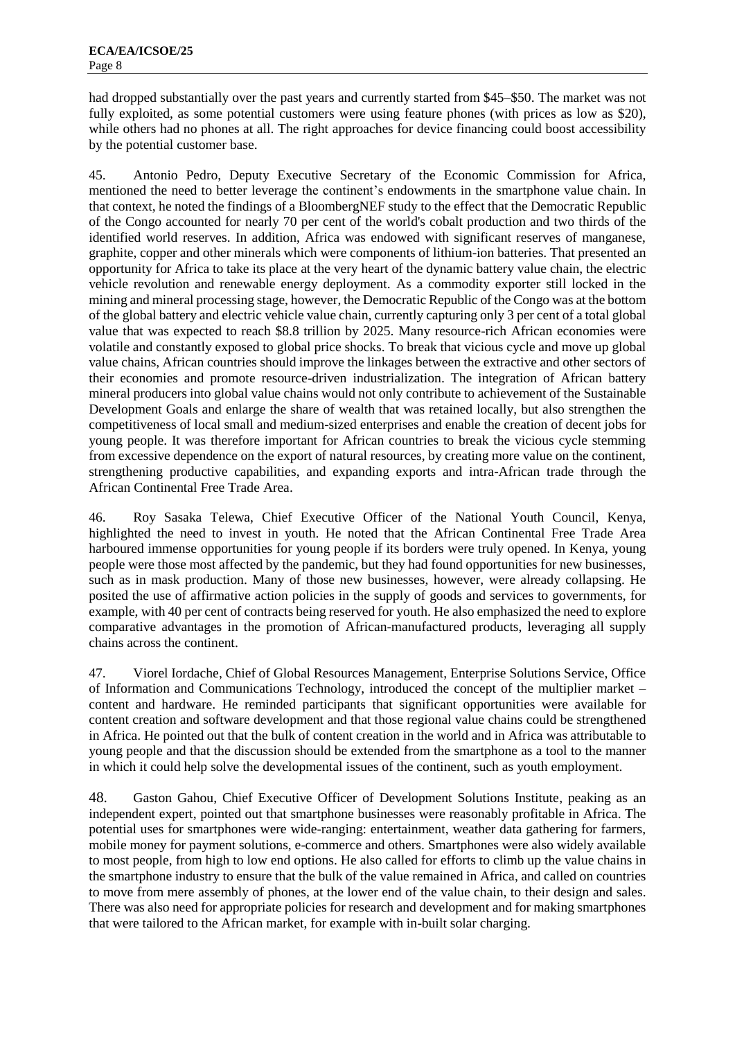had dropped substantially over the past years and currently started from $45–$50. The market was not fully exploited, as some potential customers were using feature phones (with prices as low as $20), while others had no phones at all. The right approaches for device financing could boost accessibility by the potential customer base.

45. Antonio Pedro, Deputy Executive Secretary of the Economic Commission for Africa, mentioned the need to better leverage the continent's endowments in the smartphone value chain. In that context, he noted the findings of a BloombergNEF study to the effect that the Democratic Republic of the Congo accounted for nearly 70 per cent of the world's cobalt production and two thirds of the identified world reserves. In addition, Africa was endowed with significant reserves of manganese, graphite, copper and other minerals which were components of lithium-ion batteries. That presented an opportunity for Africa to take its place at the very heart of the dynamic battery value chain, the electric vehicle revolution and renewable energy deployment. As a commodity exporter still locked in the mining and mineral processing stage, however, the Democratic Republic of the Congo was at the bottom of the global battery and electric vehicle value chain, currently capturing only 3 per cent of a total global value that was expected to reach $8.8 trillion by 2025. Many resource-rich African economies were volatile and constantly exposed to global price shocks. To break that vicious cycle and move up global value chains, African countries should improve the linkages between the extractive and other sectors of their economies and promote resource-driven industrialization. The integration of African battery mineral producers into global value chains would not only contribute to achievement of the Sustainable Development Goals and enlarge the share of wealth that was retained locally, but also strengthen the competitiveness of local small and medium-sized enterprises and enable the creation of decent jobs for young people. It was therefore important for African countries to break the vicious cycle stemming from excessive dependence on the export of natural resources, by creating more value on the continent, strengthening productive capabilities, and expanding exports and intra-African trade through the African Continental Free Trade Area.

46. Roy Sasaka Telewa, Chief Executive Officer of the National Youth Council, Kenya, highlighted the need to invest in youth. He noted that the African Continental Free Trade Area harboured immense opportunities for young people if its borders were truly opened. In Kenya, young people were those most affected by the pandemic, but they had found opportunities for new businesses, such as in mask production. Many of those new businesses, however, were already collapsing. He posited the use of affirmative action policies in the supply of goods and services to governments, for example, with 40 per cent of contracts being reserved for youth. He also emphasized the need to explore comparative advantages in the promotion of African-manufactured products, leveraging all supply chains across the continent.

47. Viorel Iordache, Chief of Global Resources Management, Enterprise Solutions Service, Office of Information and Communications Technology, introduced the concept of the multiplier market – content and hardware. He reminded participants that significant opportunities were available for content creation and software development and that those regional value chains could be strengthened in Africa. He pointed out that the bulk of content creation in the world and in Africa was attributable to young people and that the discussion should be extended from the smartphone as a tool to the manner in which it could help solve the developmental issues of the continent, such as youth employment.

48. Gaston Gahou, Chief Executive Officer of Development Solutions Institute, peaking as an independent expert, pointed out that smartphone businesses were reasonably profitable in Africa. The potential uses for smartphones were wide-ranging: entertainment, weather data gathering for farmers, mobile money for payment solutions, e-commerce and others. Smartphones were also widely available to most people, from high to low end options. He also called for efforts to climb up the value chains in the smartphone industry to ensure that the bulk of the value remained in Africa, and called on countries to move from mere assembly of phones, at the lower end of the value chain, to their design and sales. There was also need for appropriate policies for research and development and for making smartphones that were tailored to the African market, for example with in-built solar charging.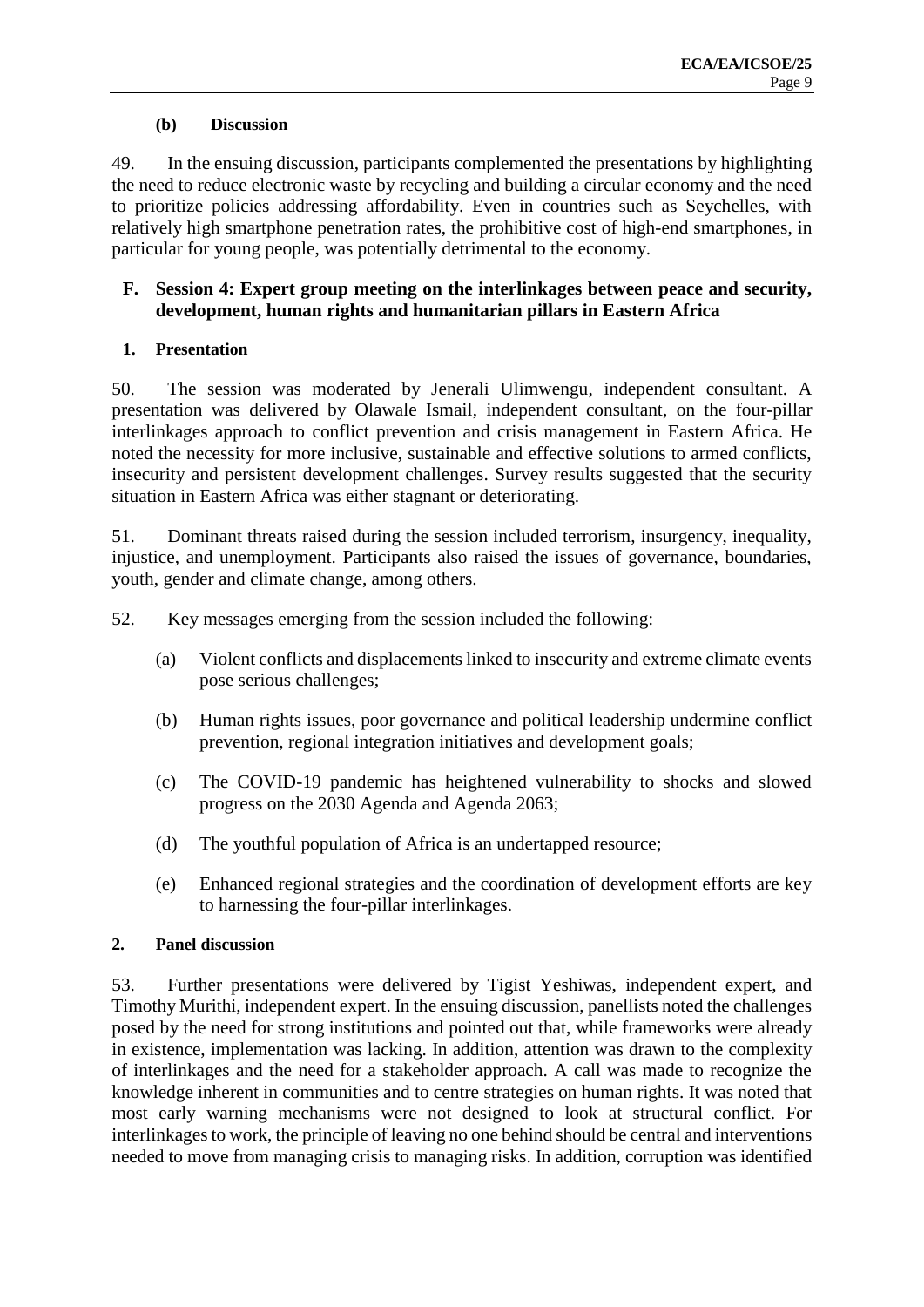#### (b) Discussion

49. In the ensuing discussion, participants complemented the presentations by highlighting the need to reduce electronic waste by recycling and building a circular economy and the need to prioritize policies addressing affordability. Even in countries such as Seychelles, with relatively high smartphone penetration rates, the prohibitive cost of high-end smartphones, in particular for young people, was potentially detrimental to the economy.

## F. Session 4: Expert group meeting on the interlinkages between peace and security, development, human rights and humanitarian pillars in Eastern Africa

### 1. Presentation

50. The session was moderated by Jenerali Ulimwengu, independent consultant. A presentation was delivered by Olawale Ismail, independent consultant, on the four-pillar interlinkages approach to conflict prevention and crisis management in Eastern Africa. He noted the necessity for more inclusive, sustainable and effective solutions to armed conflicts, insecurity and persistent development challenges. Survey results suggested that the security situation in Eastern Africa was either stagnant or deteriorating.

51. Dominant threats raised during the session included terrorism, insurgency, inequality, injustice, and unemployment. Participants also raised the issues of governance, boundaries, youth, gender and climate change, among others.

52. Key messages emerging from the session included the following:

(a) Violent conflicts and displacements linked to insecurity and extreme climate events pose serious challenges;

(b) Human rights issues, poor governance and political leadership undermine conflict prevention, regional integration initiatives and development goals;

(c) The COVID-19 pandemic has heightened vulnerability to shocks and slowed progress on the 2030 Agenda and Agenda 2063;

(d) The youthful population of Africa is an undertapped resource;

(e) Enhanced regional strategies and the coordination of development efforts are key to harnessing the four-pillar interlinkages.

### 2. Panel discussion

53. Further presentations were delivered by Tigist Yeshiwas, independent expert, and Timothy Murithi, independent expert. In the ensuing discussion, panellists noted the challenges posed by the need for strong institutions and pointed out that, while frameworks were already in existence, implementation was lacking. In addition, attention was drawn to the complexity of interlinkages and the need for a stakeholder approach. A call was made to recognize the knowledge inherent in communities and to centre strategies on human rights. It was noted that most early warning mechanisms were not designed to look at structural conflict. For interlinkages to work, the principle of leaving no one behind should be central and interventions needed to move from managing crisis to managing risks. In addition, corruption was identified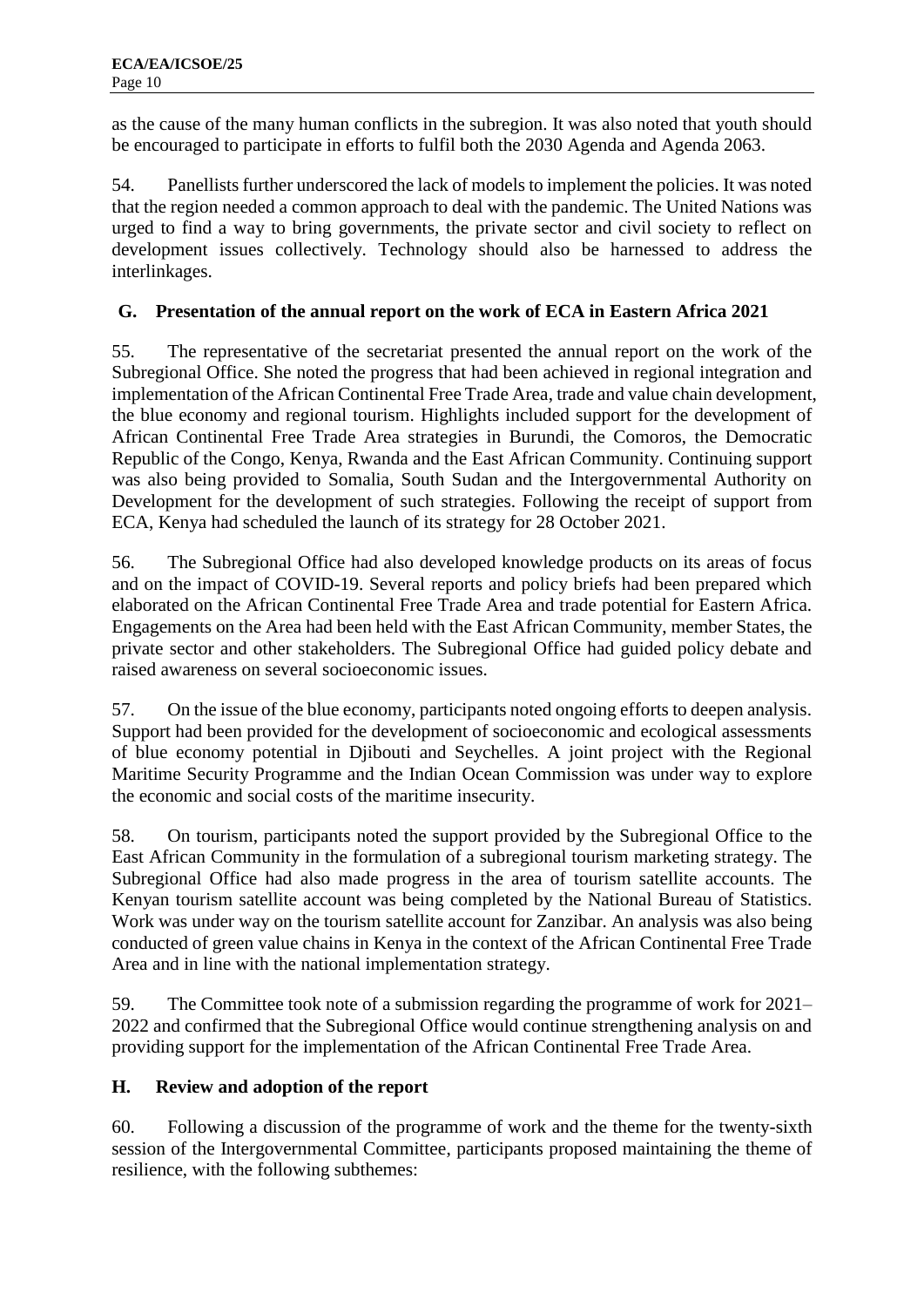as the cause of the many human conflicts in the subregion. It was also noted that youth should be encouraged to participate in efforts to fulfil both the 2030 Agenda and Agenda 2063.

54. Panellists further underscored the lack of models to implement the policies. It was noted that the region needed a common approach to deal with the pandemic. The United Nations was urged to find a way to bring governments, the private sector and civil society to reflect on development issues collectively. Technology should also be harnessed to address the interlinkages.

## G. Presentation of the annual report on the work of ECA in Eastern Africa 2021

55. The representative of the secretariat presented the annual report on the work of the Subregional Office. She noted the progress that had been achieved in regional integration and implementation of the African Continental Free Trade Area, trade and value chain development, the blue economy and regional tourism. Highlights included support for the development of African Continental Free Trade Area strategies in Burundi, the Comoros, the Democratic Republic of the Congo, Kenya, Rwanda and the East African Community. Continuing support was also being provided to Somalia, South Sudan and the Intergovernmental Authority on Development for the development of such strategies. Following the receipt of support from ECA, Kenya had scheduled the launch of its strategy for 28 October 2021.

56. The Subregional Office had also developed knowledge products on its areas of focus and on the impact of COVID-19. Several reports and policy briefs had been prepared which elaborated on the African Continental Free Trade Area and trade potential for Eastern Africa. Engagements on the Area had been held with the East African Community, member States, the private sector and other stakeholders. The Subregional Office had guided policy debate and raised awareness on several socioeconomic issues.

57. On the issue of the blue economy, participants noted ongoing efforts to deepen analysis. Support had been provided for the development of socioeconomic and ecological assessments of blue economy potential in Djibouti and Seychelles. A joint project with the Regional Maritime Security Programme and the Indian Ocean Commission was under way to explore the economic and social costs of the maritime insecurity.

58. On tourism, participants noted the support provided by the Subregional Office to the East African Community in the formulation of a subregional tourism marketing strategy. The Subregional Office had also made progress in the area of tourism satellite accounts. The Kenyan tourism satellite account was being completed by the National Bureau of Statistics. Work was under way on the tourism satellite account for Zanzibar. An analysis was also being conducted of green value chains in Kenya in the context of the African Continental Free Trade Area and in line with the national implementation strategy.

59. The Committee took note of a submission regarding the programme of work for 2021–2022 and confirmed that the Subregional Office would continue strengthening analysis on and providing support for the implementation of the African Continental Free Trade Area.

## H. Review and adoption of the report

60. Following a discussion of the programme of work and the theme for the twenty-sixth session of the Intergovernmental Committee, participants proposed maintaining the theme of resilience, with the following subthemes: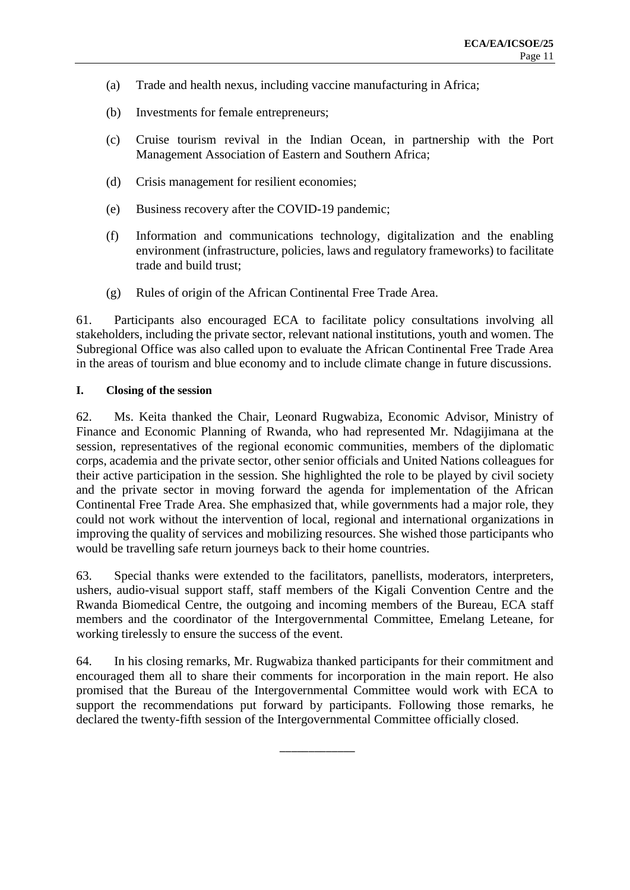(a) Trade and health nexus, including vaccine manufacturing in Africa;

(b) Investments for female entrepreneurs;

(c) Cruise tourism revival in the Indian Ocean, in partnership with the Port Management Association of Eastern and Southern Africa;

(d) Crisis management for resilient economies;

(e) Business recovery after the COVID-19 pandemic;

(f) Information and communications technology, digitalization and the enabling environment (infrastructure, policies, laws and regulatory frameworks) to facilitate trade and build trust;

(g) Rules of origin of the African Continental Free Trade Area.

61. Participants also encouraged ECA to facilitate policy consultations involving all stakeholders, including the private sector, relevant national institutions, youth and women. The Subregional Office was also called upon to evaluate the African Continental Free Trade Area in the areas of tourism and blue economy and to include climate change in future discussions.

### I. Closing of the session

62. Ms. Keita thanked the Chair, Leonard Rugwabiza, Economic Advisor, Ministry of Finance and Economic Planning of Rwanda, who had represented Mr. Ndagijimana at the session, representatives of the regional economic communities, members of the diplomatic corps, academia and the private sector, other senior officials and United Nations colleagues for their active participation in the session. She highlighted the role to be played by civil society and the private sector in moving forward the agenda for implementation of the African Continental Free Trade Area. She emphasized that, while governments had a major role, they could not work without the intervention of local, regional and international organizations in improving the quality of services and mobilizing resources. She wished those participants who would be travelling safe return journeys back to their home countries.

63. Special thanks were extended to the facilitators, panellists, moderators, interpreters, ushers, audio-visual support staff, staff members of the Kigali Convention Centre and the Rwanda Biomedical Centre, the outgoing and incoming members of the Bureau, ECA staff members and the coordinator of the Intergovernmental Committee, Emelang Leteane, for working tirelessly to ensure the success of the event.

64. In his closing remarks, Mr. Rugwabiza thanked participants for their commitment and encouraged them all to share their comments for incorporation in the main report. He also promised that the Bureau of the Intergovernmental Committee would work with ECA to support the recommendations put forward by participants. Following those remarks, he declared the twenty-fifth session of the Intergovernmental Committee officially closed.

\_\_\_\_\_\_\_\_\_\_\_\_